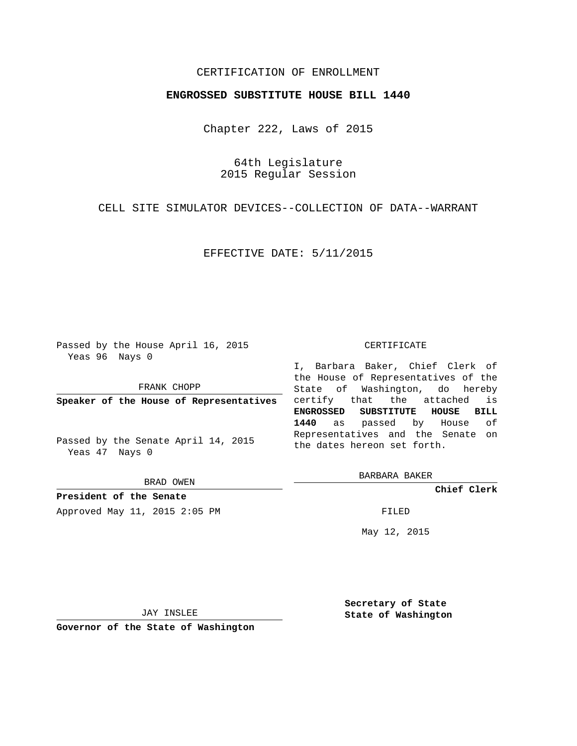CERTIFICATION OF ENROLLMENT

**ENGROSSED SUBSTITUTE HOUSE BILL 1440**

Chapter 222, Laws of 2015

64th Legislature
2015 Regular Session

CELL SITE SIMULATOR DEVICES--COLLECTION OF DATA--WARRANT

EFFECTIVE DATE: 5/11/2015

Passed by the House April 16, 2015
Yeas 96 Nays 0

FRANK CHOPP

**Speaker of the House of Representatives**

Passed by the Senate April 14, 2015
Yeas 47 Nays 0

BRAD OWEN

**President of the Senate**

Approved May 11, 2015 2:05 PM

JAY INSLEE

**Governor of the State of Washington**

CERTIFICATE

I, Barbara Baker, Chief Clerk of the House of Representatives of the State of Washington, do hereby certify that the attached is **ENGROSSED SUBSTITUTE HOUSE BILL 1440** as passed by House of Representatives and the Senate on the dates hereon set forth.

BARBARA BAKER

**Chief Clerk**

FILED

May 12, 2015

**Secretary of State**
**State of Washington**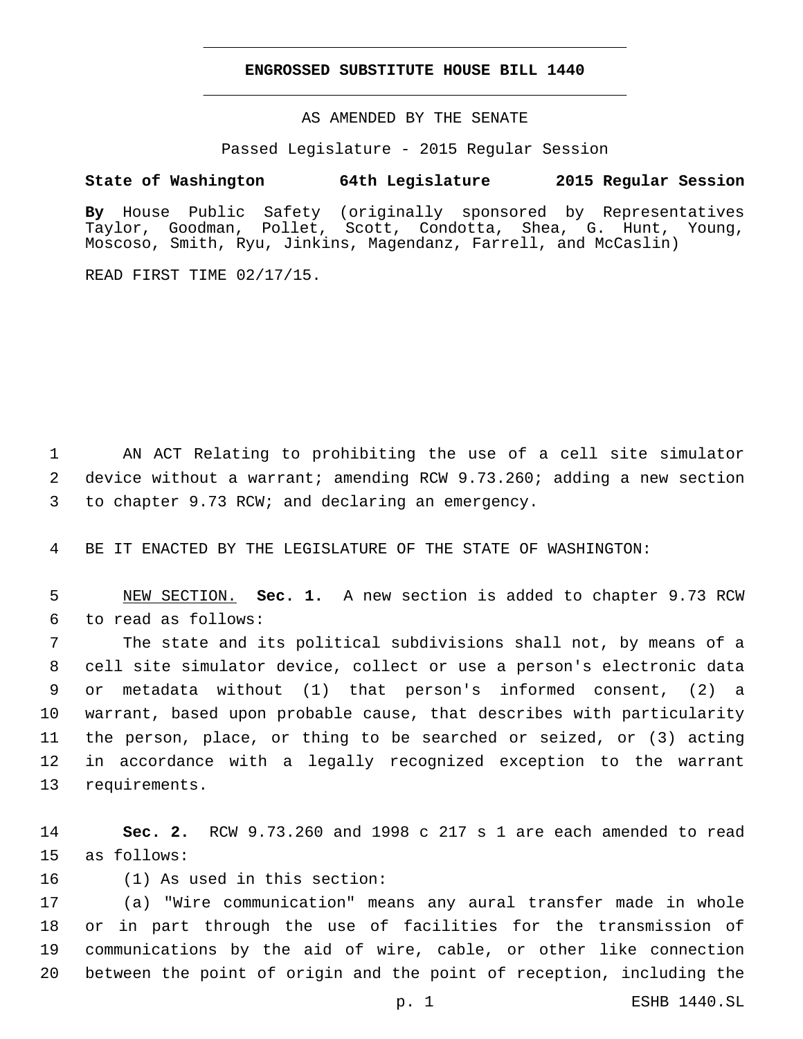# ENGROSSED SUBSTITUTE HOUSE BILL 1440

AS AMENDED BY THE SENATE

Passed Legislature - 2015 Regular Session

**State of Washington 64th Legislature 2015 Regular Session**

**By** House Public Safety (originally sponsored by Representatives Taylor, Goodman, Pollet, Scott, Condotta, Shea, G. Hunt, Young, Moscoso, Smith, Ryu, Jinkins, Magendanz, Farrell, and McCaslin)

READ FIRST TIME 02/17/15.

1 AN ACT Relating to prohibiting the use of a cell site simulator
2 device without a warrant; amending RCW 9.73.260; adding a new section
3 to chapter 9.73 RCW; and declaring an emergency.

4 BE IT ENACTED BY THE LEGISLATURE OF THE STATE OF WASHINGTON:

5 NEW SECTION. **Sec. 1.** A new section is added to chapter 9.73 RCW
6 to read as follows:
7 The state and its political subdivisions shall not, by means of a
8 cell site simulator device, collect or use a person's electronic data
9 or metadata without (1) that person's informed consent, (2) a
10 warrant, based upon probable cause, that describes with particularity
11 the person, place, or thing to be searched or seized, or (3) acting
12 in accordance with a legally recognized exception to the warrant
13 requirements.

14 **Sec. 2.** RCW 9.73.260 and 1998 c 217 s 1 are each amended to read
15 as follows:
16 (1) As used in this section:
17 (a) "Wire communication" means any aural transfer made in whole
18 or in part through the use of facilities for the transmission of
19 communications by the aid of wire, cable, or other like connection
20 between the point of origin and the point of reception, including the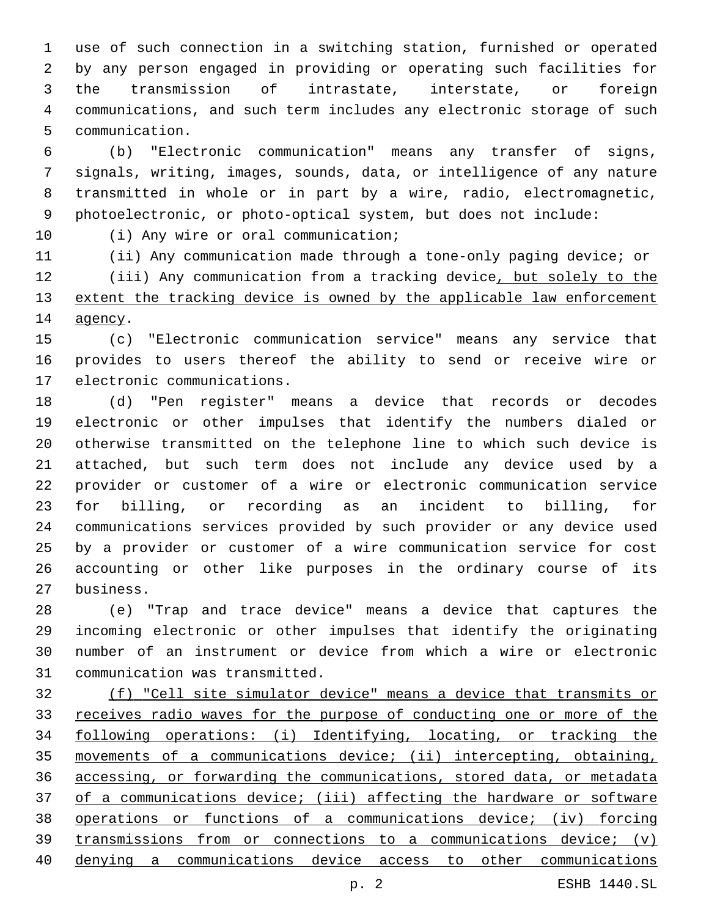use of such connection in a switching station, furnished or operated by any person engaged in providing or operating such facilities for the transmission of intrastate, interstate, or foreign communications, and such term includes any electronic storage of such communication.

(b) "Electronic communication" means any transfer of signs, signals, writing, images, sounds, data, or intelligence of any nature transmitted in whole or in part by a wire, radio, electromagnetic, photoelectronic, or photo-optical system, but does not include:

(i) Any wire or oral communication;

(ii) Any communication made through a tone-only paging device; or

(iii) Any communication from a tracking device, but solely to the extent the tracking device is owned by the applicable law enforcement agency.

(c) "Electronic communication service" means any service that provides to users thereof the ability to send or receive wire or electronic communications.

(d) "Pen register" means a device that records or decodes electronic or other impulses that identify the numbers dialed or otherwise transmitted on the telephone line to which such device is attached, but such term does not include any device used by a provider or customer of a wire or electronic communication service for billing, or recording as an incident to billing, for communications services provided by such provider or any device used by a provider or customer of a wire communication service for cost accounting or other like purposes in the ordinary course of its business.

(e) "Trap and trace device" means a device that captures the incoming electronic or other impulses that identify the originating number of an instrument or device from which a wire or electronic communication was transmitted.

(f) "Cell site simulator device" means a device that transmits or receives radio waves for the purpose of conducting one or more of the following operations: (i) Identifying, locating, or tracking the movements of a communications device; (ii) intercepting, obtaining, accessing, or forwarding the communications, stored data, or metadata of a communications device; (iii) affecting the hardware or software operations or functions of a communications device; (iv) forcing transmissions from or connections to a communications device; (v) denying a communications device access to other communications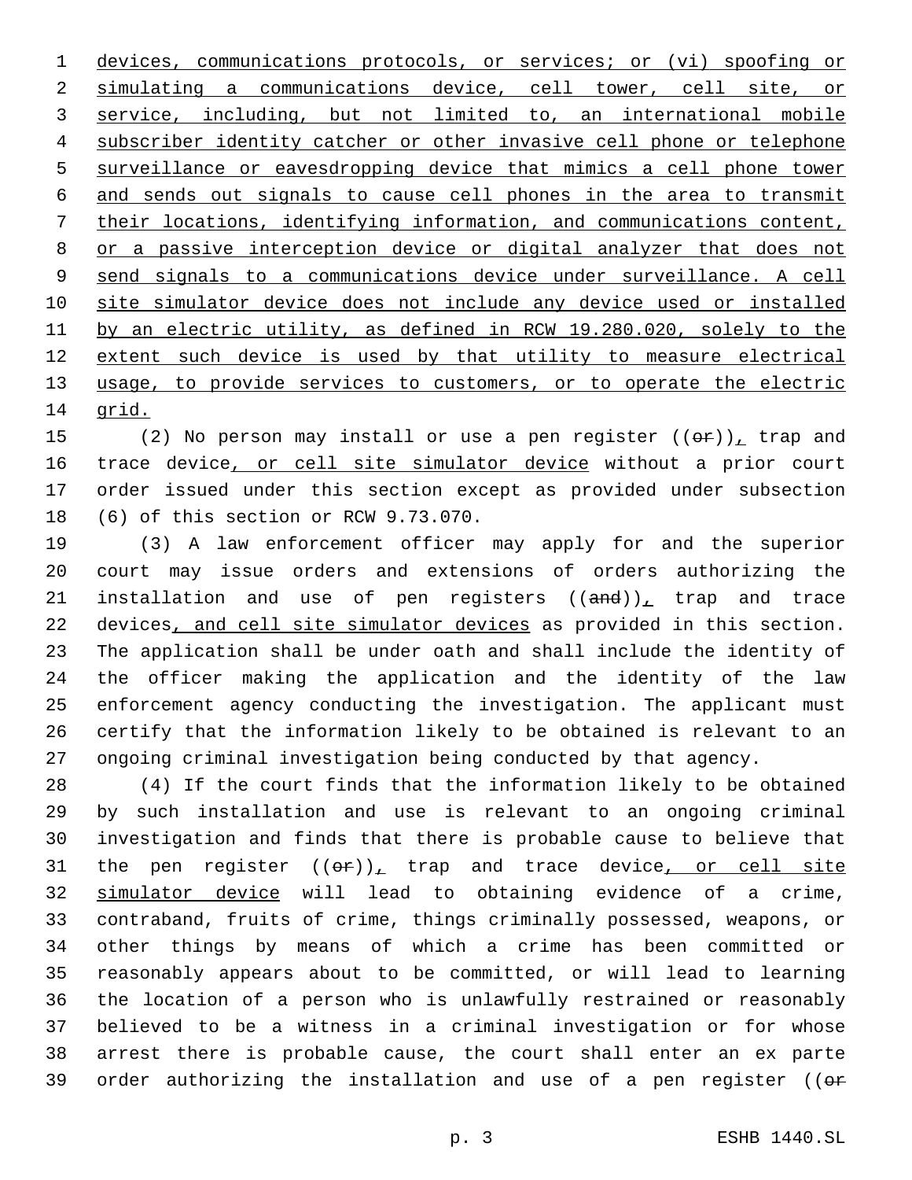devices, communications protocols, or services; or (vi) spoofing or simulating a communications device, cell tower, cell site, or service, including, but not limited to, an international mobile subscriber identity catcher or other invasive cell phone or telephone surveillance or eavesdropping device that mimics a cell phone tower and sends out signals to cause cell phones in the area to transmit their locations, identifying information, and communications content, or a passive interception device or digital analyzer that does not send signals to a communications device under surveillance. A cell site simulator device does not include any device used or installed by an electric utility, as defined in RCW 19.280.020, solely to the extent such device is used by that utility to measure electrical usage, to provide services to customers, or to operate the electric grid.

(2) No person may install or use a pen register ((~~or~~)), trap and trace device, or cell site simulator device without a prior court order issued under this section except as provided under subsection (6) of this section or RCW 9.73.070.

(3) A law enforcement officer may apply for and the superior court may issue orders and extensions of orders authorizing the installation and use of pen registers ((~~and~~)), trap and trace devices, and cell site simulator devices as provided in this section. The application shall be under oath and shall include the identity of the officer making the application and the identity of the law enforcement agency conducting the investigation. The applicant must certify that the information likely to be obtained is relevant to an ongoing criminal investigation being conducted by that agency.

(4) If the court finds that the information likely to be obtained by such installation and use is relevant to an ongoing criminal investigation and finds that there is probable cause to believe that the pen register ((~~or~~)), trap and trace device, or cell site simulator device will lead to obtaining evidence of a crime, contraband, fruits of crime, things criminally possessed, weapons, or other things by means of which a crime has been committed or reasonably appears about to be committed, or will lead to learning the location of a person who is unlawfully restrained or reasonably believed to be a witness in a criminal investigation or for whose arrest there is probable cause, the court shall enter an ex parte order authorizing the installation and use of a pen register ((~~or~~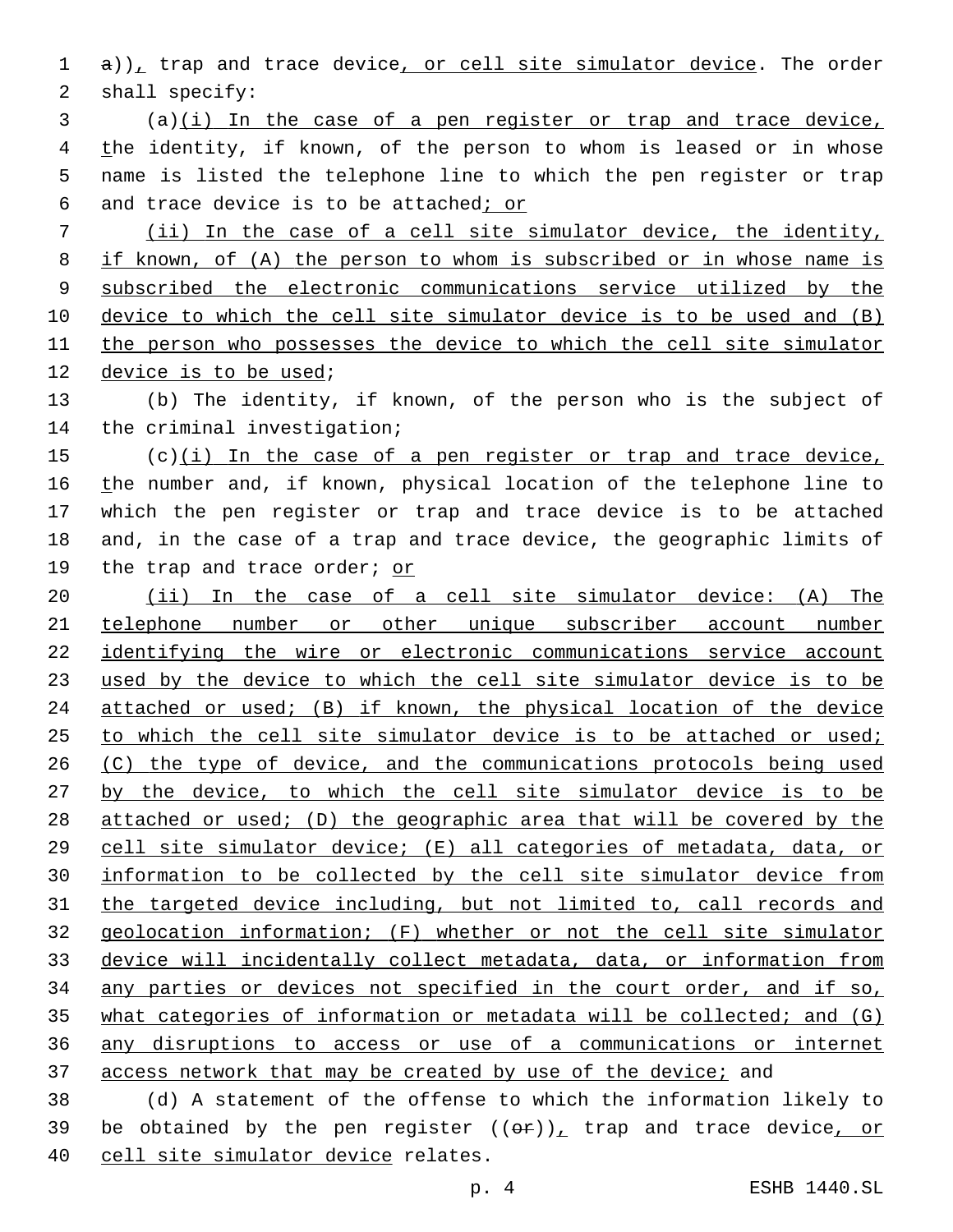a)), trap and trace device, or cell site simulator device. The order shall specify:

(a)(i) In the case of a pen register or trap and trace device, the identity, if known, of the person to whom is leased or in whose name is listed the telephone line to which the pen register or trap and trace device is to be attached; or

(ii) In the case of a cell site simulator device, the identity, if known, of (A) the person to whom is subscribed or in whose name is subscribed the electronic communications service utilized by the device to which the cell site simulator device is to be used and (B) the person who possesses the device to which the cell site simulator device is to be used;

(b) The identity, if known, of the person who is the subject of the criminal investigation;

(c)(i) In the case of a pen register or trap and trace device, the number and, if known, physical location of the telephone line to which the pen register or trap and trace device is to be attached and, in the case of a trap and trace device, the geographic limits of the trap and trace order; or

(ii) In the case of a cell site simulator device: (A) The telephone number or other unique subscriber account number identifying the wire or electronic communications service account used by the device to which the cell site simulator device is to be attached or used; (B) if known, the physical location of the device to which the cell site simulator device is to be attached or used; (C) the type of device, and the communications protocols being used by the device, to which the cell site simulator device is to be attached or used; (D) the geographic area that will be covered by the cell site simulator device; (E) all categories of metadata, data, or information to be collected by the cell site simulator device from the targeted device including, but not limited to, call records and geolocation information; (F) whether or not the cell site simulator device will incidentally collect metadata, data, or information from any parties or devices not specified in the court order, and if so, what categories of information or metadata will be collected; and (G) any disruptions to access or use of a communications or internet access network that may be created by use of the device; and

(d) A statement of the offense to which the information likely to be obtained by the pen register ((or)), trap and trace device, or cell site simulator device relates.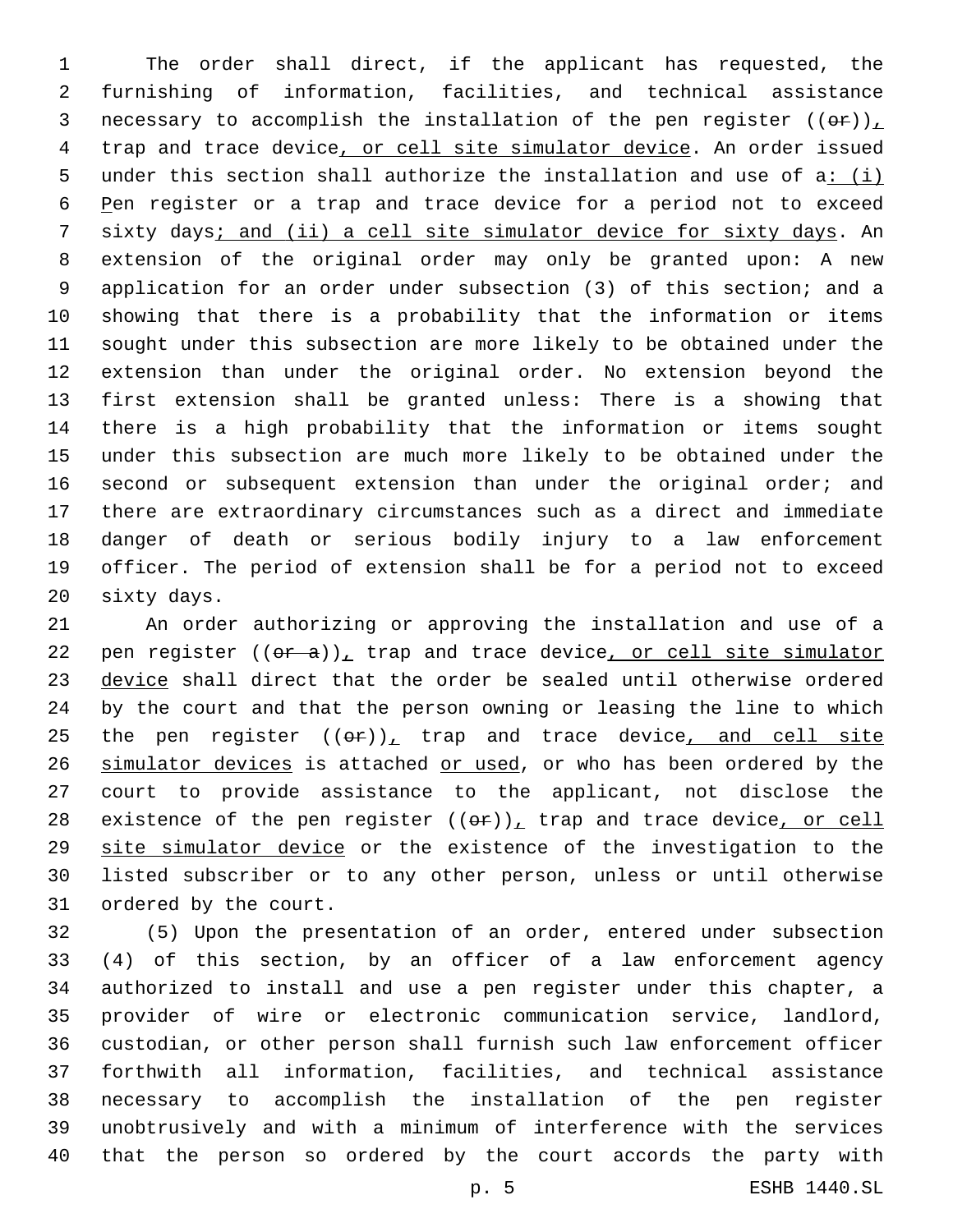The order shall direct, if the applicant has requested, the furnishing of information, facilities, and technical assistance necessary to accomplish the installation of the pen register ((~~or~~)), trap and trace device, or cell site simulator device. An order issued under this section shall authorize the installation and use of a: (i) Pen register or a trap and trace device for a period not to exceed sixty days; and (ii) a cell site simulator device for sixty days. An extension of the original order may only be granted upon: A new application for an order under subsection (3) of this section; and a showing that there is a probability that the information or items sought under this subsection are more likely to be obtained under the extension than under the original order. No extension beyond the first extension shall be granted unless: There is a showing that there is a high probability that the information or items sought under this subsection are much more likely to be obtained under the second or subsequent extension than under the original order; and there are extraordinary circumstances such as a direct and immediate danger of death or serious bodily injury to a law enforcement officer. The period of extension shall be for a period not to exceed sixty days.

An order authorizing or approving the installation and use of a pen register ((~~or a~~)), trap and trace device, or cell site simulator device shall direct that the order be sealed until otherwise ordered by the court and that the person owning or leasing the line to which the pen register ((~~or~~)), trap and trace device, and cell site simulator devices is attached or used, or who has been ordered by the court to provide assistance to the applicant, not disclose the existence of the pen register ((~~or~~)), trap and trace device, or cell site simulator device or the existence of the investigation to the listed subscriber or to any other person, unless or until otherwise ordered by the court.

(5) Upon the presentation of an order, entered under subsection (4) of this section, by an officer of a law enforcement agency authorized to install and use a pen register under this chapter, a provider of wire or electronic communication service, landlord, custodian, or other person shall furnish such law enforcement officer forthwith all information, facilities, and technical assistance necessary to accomplish the installation of the pen register unobtrusively and with a minimum of interference with the services that the person so ordered by the court accords the party with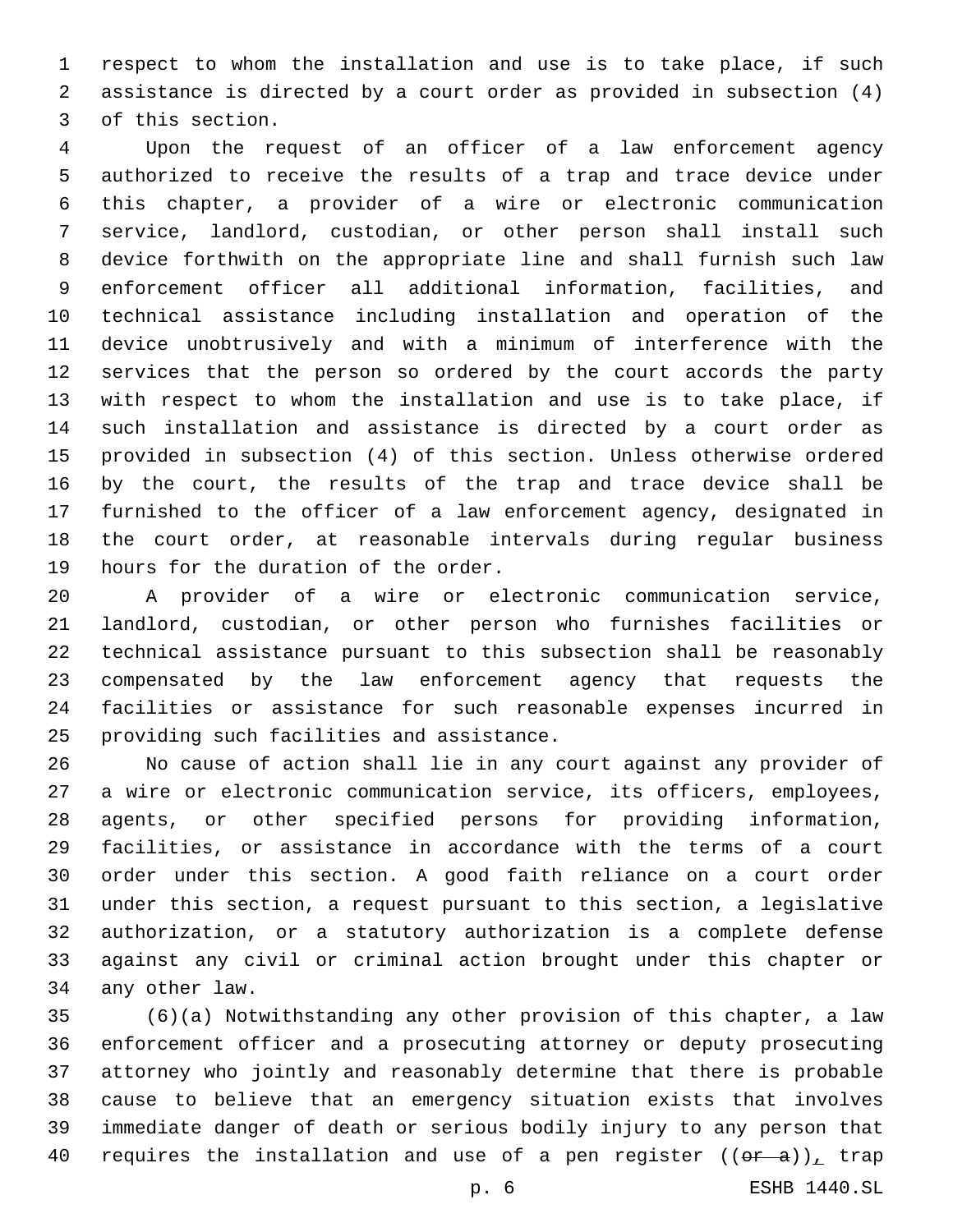respect to whom the installation and use is to take place, if such assistance is directed by a court order as provided in subsection (4) of this section.

Upon the request of an officer of a law enforcement agency authorized to receive the results of a trap and trace device under this chapter, a provider of a wire or electronic communication service, landlord, custodian, or other person shall install such device forthwith on the appropriate line and shall furnish such law enforcement officer all additional information, facilities, and technical assistance including installation and operation of the device unobtrusively and with a minimum of interference with the services that the person so ordered by the court accords the party with respect to whom the installation and use is to take place, if such installation and assistance is directed by a court order as provided in subsection (4) of this section. Unless otherwise ordered by the court, the results of the trap and trace device shall be furnished to the officer of a law enforcement agency, designated in the court order, at reasonable intervals during regular business hours for the duration of the order.

A provider of a wire or electronic communication service, landlord, custodian, or other person who furnishes facilities or technical assistance pursuant to this subsection shall be reasonably compensated by the law enforcement agency that requests the facilities or assistance for such reasonable expenses incurred in providing such facilities and assistance.

No cause of action shall lie in any court against any provider of a wire or electronic communication service, its officers, employees, agents, or other specified persons for providing information, facilities, or assistance in accordance with the terms of a court order under this section. A good faith reliance on a court order under this section, a request pursuant to this section, a legislative authorization, or a statutory authorization is a complete defense against any civil or criminal action brought under this chapter or any other law.

(6)(a) Notwithstanding any other provision of this chapter, a law enforcement officer and a prosecuting attorney or deputy prosecuting attorney who jointly and reasonably determine that there is probable cause to believe that an emergency situation exists that involves immediate danger of death or serious bodily injury to any person that requires the installation and use of a pen register ((~~or a~~)), trap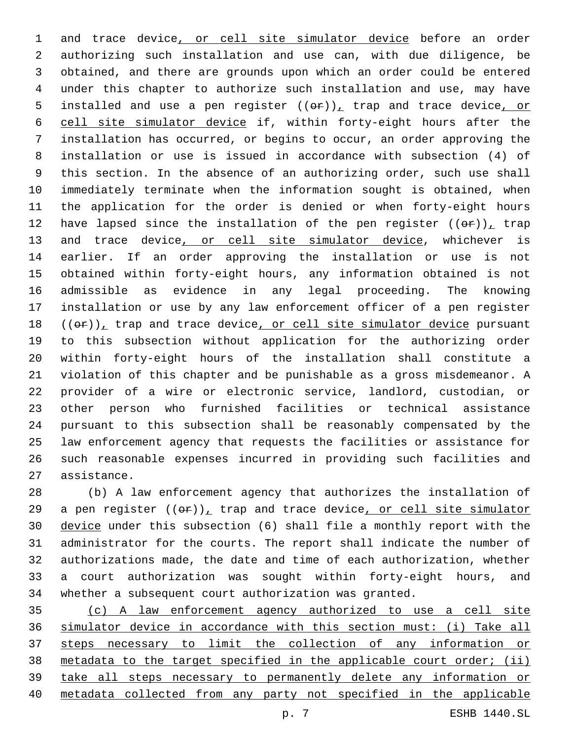and trace device, or cell site simulator device before an order authorizing such installation and use can, with due diligence, be obtained, and there are grounds upon which an order could be entered under this chapter to authorize such installation and use, may have installed and use a pen register ((~~or~~)), trap and trace device, or cell site simulator device if, within forty-eight hours after the installation has occurred, or begins to occur, an order approving the installation or use is issued in accordance with subsection (4) of this section. In the absence of an authorizing order, such use shall immediately terminate when the information sought is obtained, when the application for the order is denied or when forty-eight hours have lapsed since the installation of the pen register ((~~or~~)), trap and trace device, or cell site simulator device, whichever is earlier. If an order approving the installation or use is not obtained within forty-eight hours, any information obtained is not admissible as evidence in any legal proceeding. The knowing installation or use by any law enforcement officer of a pen register ((~~or~~)), trap and trace device, or cell site simulator device pursuant to this subsection without application for the authorizing order within forty-eight hours of the installation shall constitute a violation of this chapter and be punishable as a gross misdemeanor. A provider of a wire or electronic service, landlord, custodian, or other person who furnished facilities or technical assistance pursuant to this subsection shall be reasonably compensated by the law enforcement agency that requests the facilities or assistance for such reasonable expenses incurred in providing such facilities and assistance.

(b) A law enforcement agency that authorizes the installation of a pen register ((~~or~~)), trap and trace device, or cell site simulator device under this subsection (6) shall file a monthly report with the administrator for the courts. The report shall indicate the number of authorizations made, the date and time of each authorization, whether a court authorization was sought within forty-eight hours, and whether a subsequent court authorization was granted.

<u>(c) A law enforcement agency authorized to use a cell site simulator device in accordance with this section must: (i) Take all steps necessary to limit the collection of any information or metadata to the target specified in the applicable court order; (ii) take all steps necessary to permanently delete any information or metadata collected from any party not specified in the applicable</u>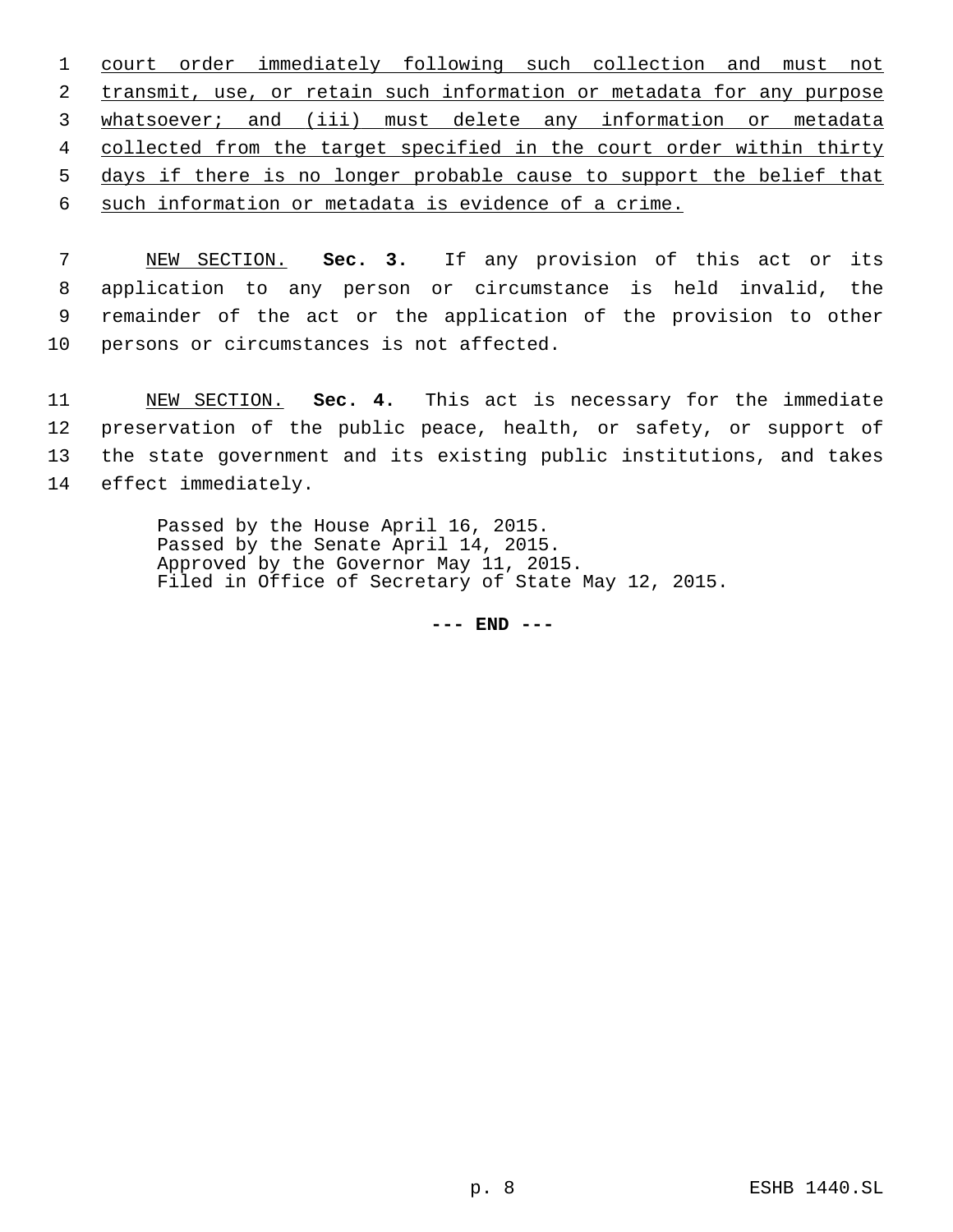court order immediately following such collection and must not transmit, use, or retain such information or metadata for any purpose whatsoever; and (iii) must delete any information or metadata collected from the target specified in the court order within thirty days if there is no longer probable cause to support the belief that such information or metadata is evidence of a crime.

NEW SECTION. **Sec. 3.** If any provision of this act or its application to any person or circumstance is held invalid, the remainder of the act or the application of the provision to other persons or circumstances is not affected.

NEW SECTION. **Sec. 4.** This act is necessary for the immediate preservation of the public peace, health, or safety, or support of the state government and its existing public institutions, and takes effect immediately.

Passed by the House April 16, 2015.
Passed by the Senate April 14, 2015.
Approved by the Governor May 11, 2015.
Filed in Office of Secretary of State May 12, 2015.

**--- END ---**